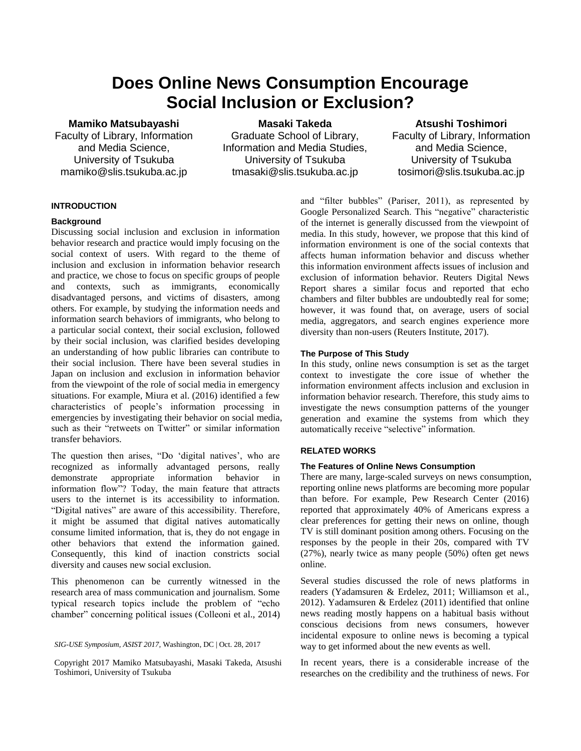# Does Online News Consumption Encourage Social Inclusion or Exclusion?

**Mamiko Matsubayashi**
Faculty of Library, Information and Media Science, University of Tsukuba
mamiko@slis.tsukuba.ac.jp

**Masaki Takeda**
Graduate School of Library, Information and Media Studies, University of Tsukuba
tmasaki@slis.tsukuba.ac.jp

**Atsushi Toshimori**
Faculty of Library, Information and Media Science, University of Tsukuba
tosimori@slis.tsukuba.ac.jp

## INTRODUCTION

### Background

Discussing social inclusion and exclusion in information behavior research and practice would imply focusing on the social context of users. With regard to the theme of inclusion and exclusion in information behavior research and practice, we chose to focus on specific groups of people and contexts, such as immigrants, economically disadvantaged persons, and victims of disasters, among others. For example, by studying the information needs and information search behaviors of immigrants, who belong to a particular social context, their social exclusion, followed by their social inclusion, was clarified besides developing an understanding of how public libraries can contribute to their social inclusion. There have been several studies in Japan on inclusion and exclusion in information behavior from the viewpoint of the role of social media in emergency situations. For example, Miura et al. (2016) identified a few characteristics of people's information processing in emergencies by investigating their behavior on social media, such as their "retweets on Twitter" or similar information transfer behaviors.

The question then arises, "Do 'digital natives', who are recognized as informally advantaged persons, really demonstrate appropriate information behavior in information flow"? Today, the main feature that attracts users to the internet is its accessibility to information. "Digital natives" are aware of this accessibility. Therefore, it might be assumed that digital natives automatically consume limited information, that is, they do not engage in other behaviors that extend the information gained. Consequently, this kind of inaction constricts social diversity and causes new social exclusion.

This phenomenon can be currently witnessed in the research area of mass communication and journalism. Some typical research topics include the problem of "echo chamber" concerning political issues (Colleoni et al., 2014) and "filter bubbles" (Pariser, 2011), as represented by Google Personalized Search. This "negative" characteristic of the internet is generally discussed from the viewpoint of media. In this study, however, we propose that this kind of information environment is one of the social contexts that affects human information behavior and discuss whether this information environment affects issues of inclusion and exclusion of information behavior. Reuters Digital News Report shares a similar focus and reported that echo chambers and filter bubbles are undoubtedly real for some; however, it was found that, on average, users of social media, aggregators, and search engines experience more diversity than non-users (Reuters Institute, 2017).

### The Purpose of This Study

In this study, online news consumption is set as the target context to investigate the core issue of whether the information environment affects inclusion and exclusion in information behavior research. Therefore, this study aims to investigate the news consumption patterns of the younger generation and examine the systems from which they automatically receive "selective" information.

## RELATED WORKS

### The Features of Online News Consumption

There are many, large-scaled surveys on news consumption, reporting online news platforms are becoming more popular than before. For example, Pew Research Center (2016) reported that approximately 40% of Americans express a clear preferences for getting their news on online, though TV is still dominant position among others. Focusing on the responses by the people in their 20s, compared with TV (27%), nearly twice as many people (50%) often get news online.

Several studies discussed the role of news platforms in readers (Yadamsuren & Erdelez, 2011; Williamson et al., 2012). Yadamsuren & Erdelez (2011) identified that online news reading mostly happens on a habitual basis without conscious decisions from news consumers, however incidental exposure to online news is becoming a typical way to get informed about the new events as well.

In recent years, there is a considerable increase of the researches on the credibility and the truthiness of news. For

*SIG-USE Symposium, ASIST 2017*, Washington, DC | Oct. 28, 2017

Copyright 2017 Mamiko Matsubayashi, Masaki Takeda, Atsushi Toshimori, University of Tsukuba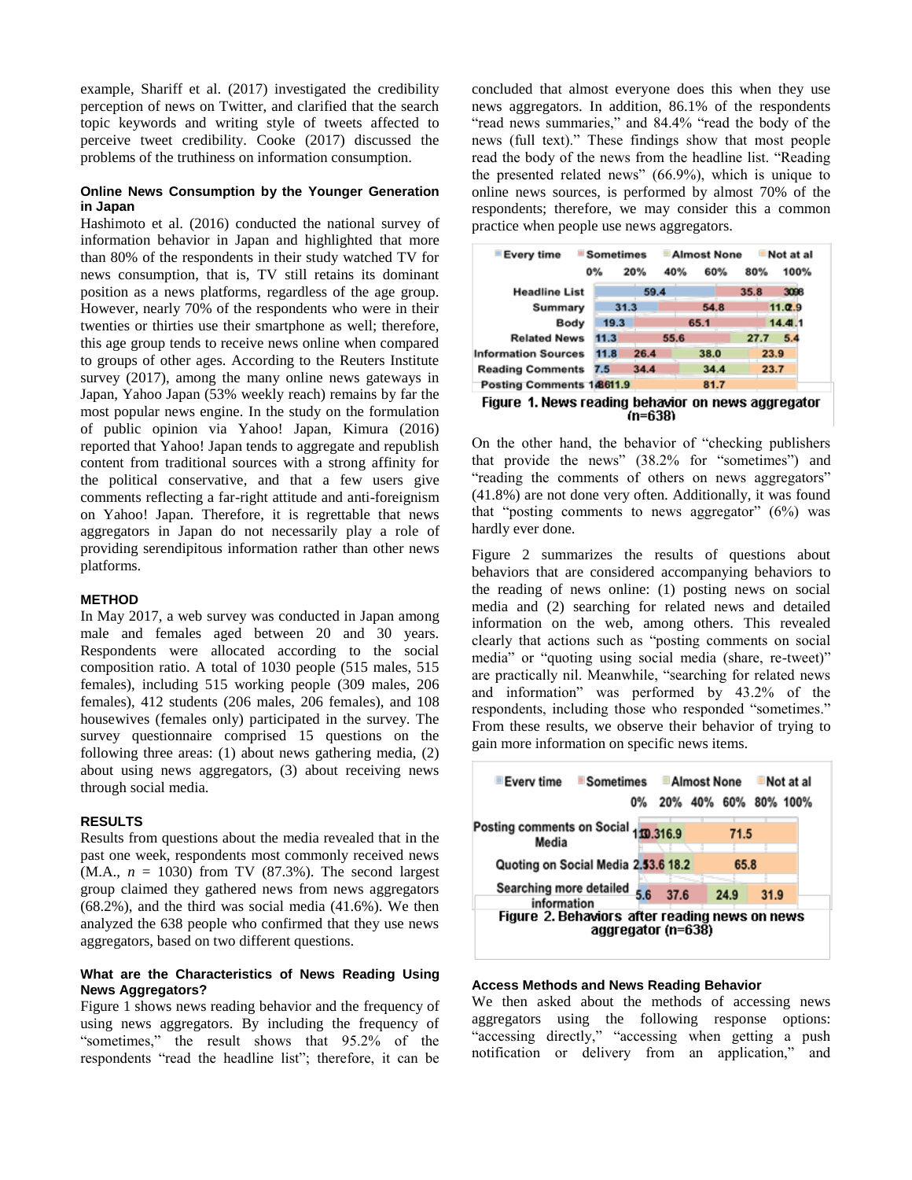example, Shariff et al. (2017) investigated the credibility perception of news on Twitter, and clarified that the search topic keywords and writing style of tweets affected to perceive tweet credibility. Cooke (2017) discussed the problems of the truthiness on information consumption.

### Online News Consumption by the Younger Generation in Japan

Hashimoto et al. (2016) conducted the national survey of information behavior in Japan and highlighted that more than 80% of the respondents in their study watched TV for news consumption, that is, TV still retains its dominant position as a news platforms, regardless of the age group. However, nearly 70% of the respondents who were in their twenties or thirties use their smartphone as well; therefore, this age group tends to receive news online when compared to groups of other ages. According to the Reuters Institute survey (2017), among the many online news gateways in Japan, Yahoo Japan (53% weekly reach) remains by far the most popular news engine. In the study on the formulation of public opinion via Yahoo! Japan, Kimura (2016) reported that Yahoo! Japan tends to aggregate and republish content from traditional sources with a strong affinity for the political conservative, and that a few users give comments reflecting a far-right attitude and anti-foreignism on Yahoo! Japan. Therefore, it is regrettable that news aggregators in Japan do not necessarily play a role of providing serendipitous information rather than other news platforms.

## METHOD

In May 2017, a web survey was conducted in Japan among male and females aged between 20 and 30 years. Respondents were allocated according to the social composition ratio. A total of 1030 people (515 males, 515 females), including 515 working people (309 males, 206 females), 412 students (206 males, 206 females), and 108 housewives (females only) participated in the survey. The survey questionnaire comprised 15 questions on the following three areas: (1) about news gathering media, (2) about using news aggregators, (3) about receiving news through social media.

## RESULTS

Results from questions about the media revealed that in the past one week, respondents most commonly received news (M.A., $n$ = 1030) from TV (87.3%). The second largest group claimed they gathered news from news aggregators (68.2%), and the third was social media (41.6%). We then analyzed the 638 people who confirmed that they use news aggregators, based on two different questions.

### What are the Characteristics of News Reading Using News Aggregators?

Figure 1 shows news reading behavior and the frequency of using news aggregators. By including the frequency of "sometimes," the result shows that 95.2% of the respondents "read the headline list"; therefore, it can be concluded that almost everyone does this when they use news aggregators. In addition, 86.1% of the respondents "read news summaries," and 84.4% "read the body of the news (full text)." These findings show that most people read the body of the news from the headline list. "Reading the presented related news" (66.9%), which is unique to online news sources, is performed by almost 70% of the respondents; therefore, we may consider this a common practice when people use news aggregators.

| | Every time | Sometimes | Almost None | Not at all |
|---|---|---|---|---|
| Headline List | 59.4 | 35.8 | 3.0 | 1.8 |
| Summary | 31.3 | 54.8 | 11.0 | 2.9 |
| Body | 19.3 | 65.1 | 14.4 | 1.1 |
| Related News | 11.3 | 55.6 | 27.7 | 5.4 |
| Information Sources | 11.8 | 26.4 | 38.0 | 23.9 |
| Reading Comments | 7.5 | 34.4 | 34.4 | 23.7 |
| Posting Comments | 1.6 | 4.8 | 11.9 | 81.7 |

Figure 1. News reading behavior on news aggregator (n=638)

On the other hand, the behavior of "checking publishers that provide the news" (38.2% for "sometimes") and "reading the comments of others on news aggregators" (41.8%) are not done very often. Additionally, it was found that "posting comments to news aggregator" (6%) was hardly ever done.

Figure 2 summarizes the results of questions about behaviors that are considered accompanying behaviors to the reading of news online: (1) posting news on social media and (2) searching for related news and detailed information on the web, among others. This revealed clearly that actions such as "posting comments on social media" or "quoting using social media (share, re-tweet)" are practically nil. Meanwhile, "searching for related news and information" was performed by 43.2% of the respondents, including those who responded "sometimes." From these results, we observe their behavior of trying to gain more information on specific news items.

| | Every time | Sometimes | Almost None | Not at all |
|---|---|---|---|---|
| Posting comments on Social Media | 1.3 | 10.3 | 16.9 | 71.5 |
| Quoting on Social Media | 2.5 | 13.6 | 18.2 | 65.8 |
| Searching more detailed information | 5.6 | 37.6 | 24.9 | 31.9 |

Figure 2. Behaviors after reading news on news aggregator (n=638)

### Access Methods and News Reading Behavior

We then asked about the methods of accessing news aggregators using the following response options: "accessing directly," "accessing when getting a push notification or delivery from an application," and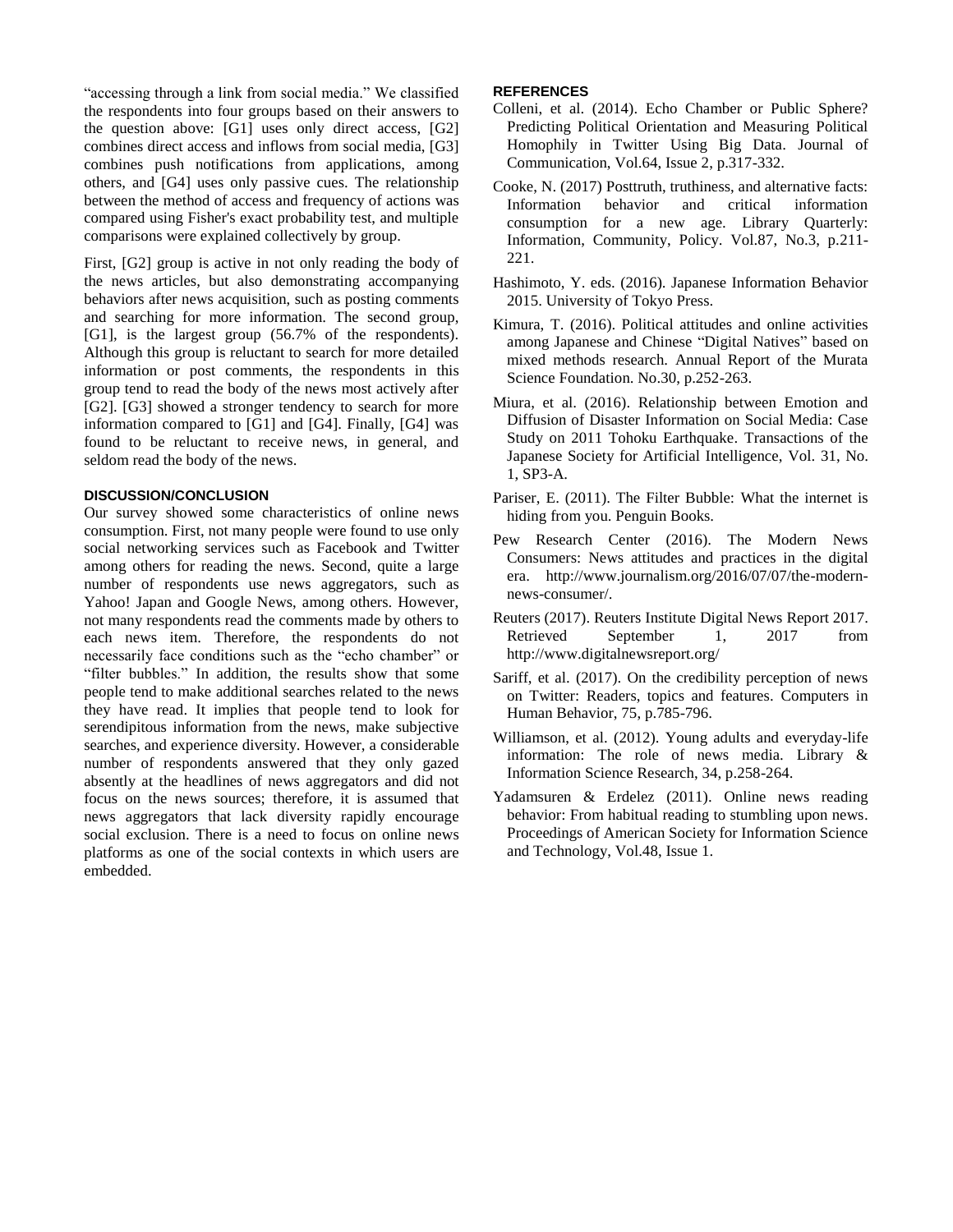"accessing through a link from social media." We classified the respondents into four groups based on their answers to the question above: [G1] uses only direct access, [G2] combines direct access and inflows from social media, [G3] combines push notifications from applications, among others, and [G4] uses only passive cues. The relationship between the method of access and frequency of actions was compared using Fisher's exact probability test, and multiple comparisons were explained collectively by group.

First, [G2] group is active in not only reading the body of the news articles, but also demonstrating accompanying behaviors after news acquisition, such as posting comments and searching for more information. The second group, [G1], is the largest group (56.7% of the respondents). Although this group is reluctant to search for more detailed information or post comments, the respondents in this group tend to read the body of the news most actively after [G2]. [G3] showed a stronger tendency to search for more information compared to [G1] and [G4]. Finally, [G4] was found to be reluctant to receive news, in general, and seldom read the body of the news.

## DISCUSSION/CONCLUSION

Our survey showed some characteristics of online news consumption. First, not many people were found to use only social networking services such as Facebook and Twitter among others for reading the news. Second, quite a large number of respondents use news aggregators, such as Yahoo! Japan and Google News, among others. However, not many respondents read the comments made by others to each news item. Therefore, the respondents do not necessarily face conditions such as the "echo chamber" or "filter bubbles." In addition, the results show that some people tend to make additional searches related to the news they have read. It implies that people tend to look for serendipitous information from the news, make subjective searches, and experience diversity. However, a considerable number of respondents answered that they only gazed absently at the headlines of news aggregators and did not focus on the news sources; therefore, it is assumed that news aggregators that lack diversity rapidly encourage social exclusion. There is a need to focus on online news platforms as one of the social contexts in which users are embedded.

## REFERENCES

Colleni, et al. (2014). Echo Chamber or Public Sphere? Predicting Political Orientation and Measuring Political Homophily in Twitter Using Big Data. Journal of Communication, Vol.64, Issue 2, p.317-332.

Cooke, N. (2017) Posttruth, truthiness, and alternative facts: Information behavior and critical information consumption for a new age. Library Quarterly: Information, Community, Policy. Vol.87, No.3, p.211-221.

Hashimoto, Y. eds. (2016). Japanese Information Behavior 2015. University of Tokyo Press.

Kimura, T. (2016). Political attitudes and online activities among Japanese and Chinese "Digital Natives" based on mixed methods research. Annual Report of the Murata Science Foundation. No.30, p.252-263.

Miura, et al. (2016). Relationship between Emotion and Diffusion of Disaster Information on Social Media: Case Study on 2011 Tohoku Earthquake. Transactions of the Japanese Society for Artificial Intelligence, Vol. 31, No. 1, SP3-A.

Pariser, E. (2011). The Filter Bubble: What the internet is hiding from you. Penguin Books.

Pew Research Center (2016). The Modern News Consumers: News attitudes and practices in the digital era. http://www.journalism.org/2016/07/07/the-modern-news-consumer/.

Reuters (2017). Reuters Institute Digital News Report 2017. Retrieved September 1, 2017 from http://www.digitalnewsreport.org/

Sariff, et al. (2017). On the credibility perception of news on Twitter: Readers, topics and features. Computers in Human Behavior, 75, p.785-796.

Williamson, et al. (2012). Young adults and everyday-life information: The role of news media. Library & Information Science Research, 34, p.258-264.

Yadamsuren & Erdelez (2011). Online news reading behavior: From habitual reading to stumbling upon news. Proceedings of American Society for Information Science and Technology, Vol.48, Issue 1.